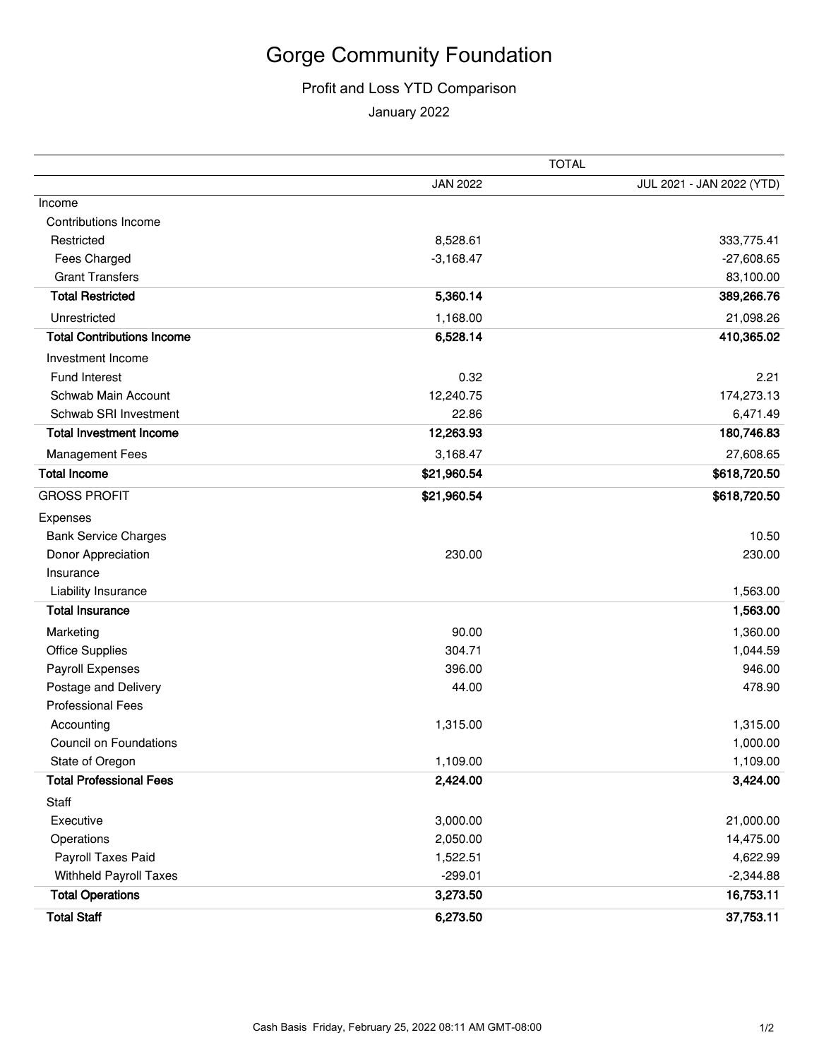# Gorge Community Foundation

## Profit and Loss YTD Comparison

January 2022

| | TOTAL | |
|---|---|---|
| | JAN 2022 | JUL 2021 - JAN 2022 (YTD) |
| Income | | |
| Contributions Income | | |
| Restricted | 8,528.61 | 333,775.41 |
| Fees Charged | -3,168.47 | -27,608.65 |
| Grant Transfers | | 83,100.00 |
| **Total Restricted** | **5,360.14** | **389,266.76** |
| Unrestricted | 1,168.00 | 21,098.26 |
| **Total Contributions Income** | **6,528.14** | **410,365.02** |
| Investment Income | | |
| Fund Interest | 0.32 | 2.21 |
| Schwab Main Account | 12,240.75 | 174,273.13 |
| Schwab SRI Investment | 22.86 | 6,471.49 |
| **Total Investment Income** | **12,263.93** | **180,746.83** |
| Management Fees | 3,168.47 | 27,608.65 |
| **Total Income** | **$21,960.54** | **$618,720.50** |
| GROSS PROFIT | **$21,960.54** | **$618,720.50** |
| Expenses | | |
| Bank Service Charges | | 10.50 |
| Donor Appreciation | 230.00 | 230.00 |
| Insurance | | |
| Liability Insurance | | 1,563.00 |
| **Total Insurance** | | **1,563.00** |
| Marketing | 90.00 | 1,360.00 |
| Office Supplies | 304.71 | 1,044.59 |
| Payroll Expenses | 396.00 | 946.00 |
| Postage and Delivery | 44.00 | 478.90 |
| Professional Fees | | |
| Accounting | 1,315.00 | 1,315.00 |
| Council on Foundations | | 1,000.00 |
| State of Oregon | 1,109.00 | 1,109.00 |
| **Total Professional Fees** | **2,424.00** | **3,424.00** |
| Staff | | |
| Executive | 3,000.00 | 21,000.00 |
| Operations | 2,050.00 | 14,475.00 |
| Payroll Taxes Paid | 1,522.51 | 4,622.99 |
| Withheld Payroll Taxes | -299.01 | -2,344.88 |
| **Total Operations** | **3,273.50** | **16,753.11** |
| **Total Staff** | **6,273.50** | **37,753.11** |

Cash Basis Friday, February 25, 2022 08:11 AM GMT-08:00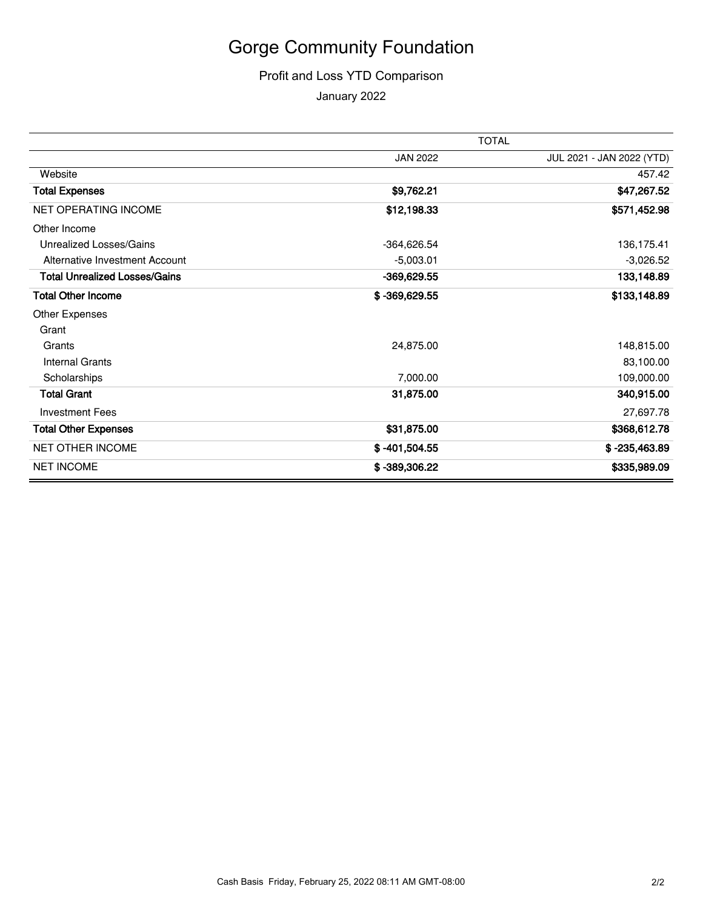# Gorge Community Foundation

## Profit and Loss YTD Comparison

January 2022

| | TOTAL | |
|---|---|---|
| | JAN 2022 | JUL 2021 - JAN 2022 (YTD) |
| Website | | 457.42 |
| **Total Expenses** | **$9,762.21** | **$47,267.52** |
| NET OPERATING INCOME | **$12,198.33** | **$571,452.98** |
| Other Income | | |
| Unrealized Losses/Gains | -364,626.54 | 136,175.41 |
| Alternative Investment Account | -5,003.01 | -3,026.52 |
| **Total Unrealized Losses/Gains** | **-369,629.55** | **133,148.89** |
| **Total Other Income** | **$ -369,629.55** | **$133,148.89** |
| Other Expenses | | |
| Grant | | |
| Grants | 24,875.00 | 148,815.00 |
| Internal Grants | | 83,100.00 |
| Scholarships | 7,000.00 | 109,000.00 |
| **Total Grant** | **31,875.00** | **340,915.00** |
| Investment Fees | | 27,697.78 |
| **Total Other Expenses** | **$31,875.00** | **$368,612.78** |
| NET OTHER INCOME | **$ -401,504.55** | **$ -235,463.89** |
| NET INCOME | **$ -389,306.22** | **$335,989.09** |

Cash Basis Friday, February 25, 2022 08:11 AM GMT-08:00